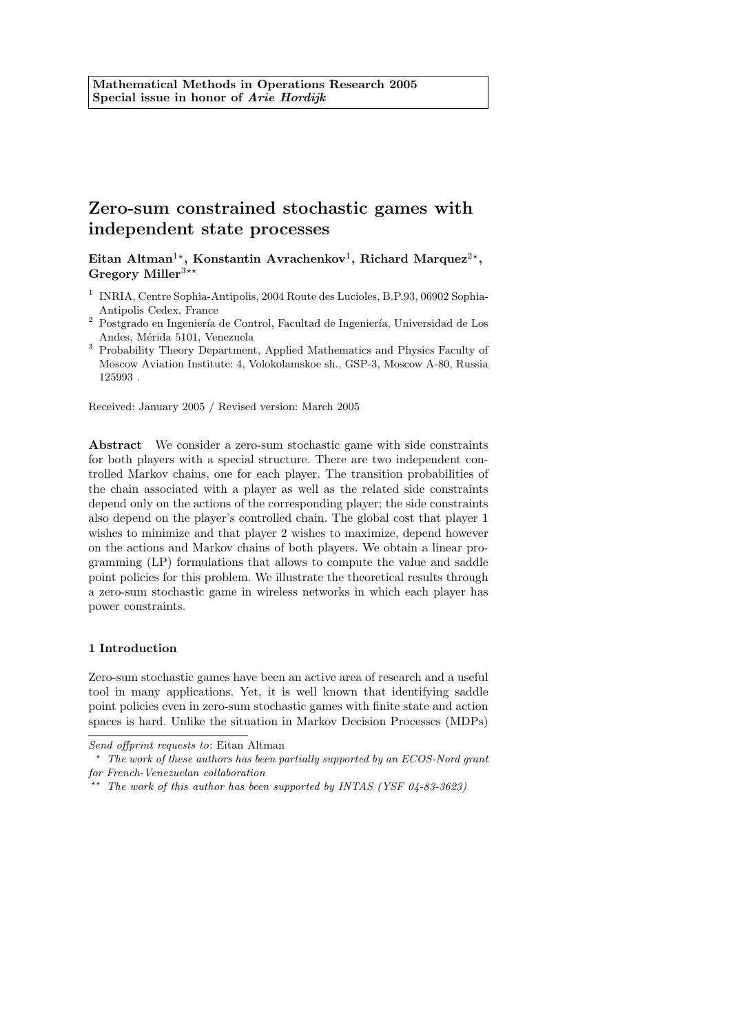**Mathematical Methods in Operations Research 2005**
**Special issue in honor of *Arie Hordijk***

# Zero-sum constrained stochastic games with independent state processes

**Eitan Altman**[1⋆]**, Konstantin Avrachenkov**[1]**, Richard Marquez**[2⋆]**, Gregory Miller**[3⋆⋆]

[1] INRIA, Centre Sophia-Antipolis, 2004 Route des Lucioles, B.P.93, 06902 Sophia-Antipolis Cedex, France

[2] Postgrado en Ingeniería de Control, Facultad de Ingeniería, Universidad de Los Andes, Mérida 5101, Venezuela

[3] Probability Theory Department, Applied Mathematics and Physics Faculty of Moscow Aviation Institute: 4, Volokolamskoe sh., GSP-3, Moscow A-80, Russia 125993 .

Received: January 2005 / Revised version: March 2005

**Abstract** We consider a zero-sum stochastic game with side constraints for both players with a special structure. There are two independent controlled Markov chains, one for each player. The transition probabilities of the chain associated with a player as well as the related side constraints depend only on the actions of the corresponding player; the side constraints also depend on the player's controlled chain. The global cost that player 1 wishes to minimize and that player 2 wishes to maximize, depend however on the actions and Markov chains of both players. We obtain a linear programming (LP) formulations that allows to compute the value and saddle point policies for this problem. We illustrate the theoretical results through a zero-sum stochastic game in wireless networks in which each player has power constraints.

## 1 Introduction

Zero-sum stochastic games have been an active area of research and a useful tool in many applications. Yet, it is well known that identifying saddle point policies even in zero-sum stochastic games with finite state and action spaces is hard. Unlike the situation in Markov Decision Processes (MDPs)

---

*Send offprint requests to*: Eitan Altman

⋆ *The work of these authors has been partially supported by an ECOS-Nord grant for French-Venezuelan collaboration*

⋆⋆ *The work of this author has been supported by INTAS (YSF 04-83-3623)*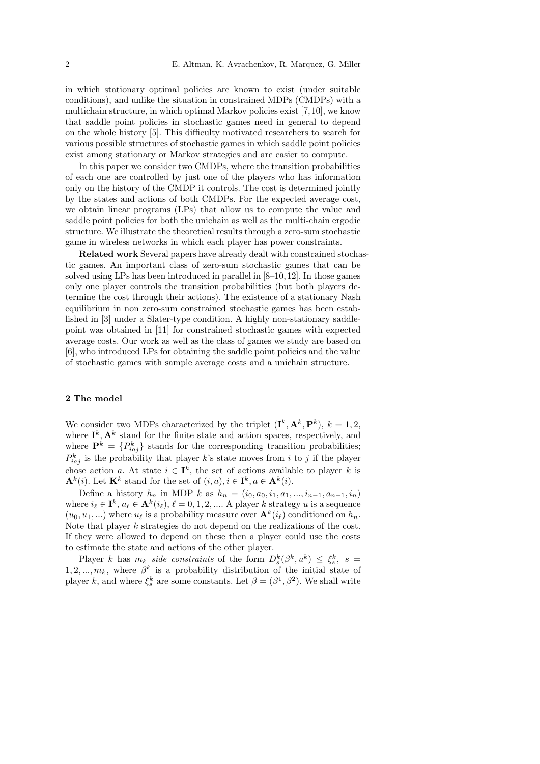in which stationary optimal policies are known to exist (under suitable conditions), and unlike the situation in constrained MDPs (CMDPs) with a multichain structure, in which optimal Markov policies exist [7,10], we know that saddle point policies in stochastic games need in general to depend on the whole history [5]. This difficulty motivated researchers to search for various possible structures of stochastic games in which saddle point policies exist among stationary or Markov strategies and are easier to compute.

In this paper we consider two CMDPs, where the transition probabilities of each one are controlled by just one of the players who has information only on the history of the CMDP it controls. The cost is determined jointly by the states and actions of both CMDPs. For the expected average cost, we obtain linear programs (LPs) that allow us to compute the value and saddle point policies for both the unichain as well as the multi-chain ergodic structure. We illustrate the theoretical results through a zero-sum stochastic game in wireless networks in which each player has power constraints.

**Related work** Several papers have already dealt with constrained stochastic games. An important class of zero-sum stochastic games that can be solved using LPs has been introduced in parallel in [8–10,12]. In those games only one player controls the transition probabilities (but both players determine the cost through their actions). The existence of a stationary Nash equilibrium in non zero-sum constrained stochastic games has been established in [3] under a Slater-type condition. A highly non-stationary saddle-point was obtained in [11] for constrained stochastic games with expected average costs. Our work as well as the class of games we study are based on [6], who introduced LPs for obtaining the saddle point policies and the value of stochastic games with sample average costs and a unichain structure.

## 2 The model

We consider two MDPs characterized by the triplet $(\mathbf{I}^k, \mathbf{A}^k, \mathbf{P}^k)$, $k = 1, 2$, where $\mathbf{I}^k, \mathbf{A}^k$ stand for the finite state and action spaces, respectively, and where $\mathbf{P}^k = \{P^k_{iaj}\}$ stands for the corresponding transition probabilities; $P^k_{iaj}$ is the probability that player $k$'s state moves from $i$ to $j$ if the player chose action $a$. At state $i \in \mathbf{I}^k$, the set of actions available to player $k$ is $\mathbf{A}^k(i)$. Let $\mathbf{K}^k$ stand for the set of $(i,a), i \in \mathbf{I}^k, a \in \mathbf{A}^k(i)$.

Define a history $h_n$ in MDP $k$ as $h_n = (i_0, a_0, i_1, a_1, ..., i_{n-1}, a_{n-1}, i_n)$ where $i_\ell \in \mathbf{I}^k$, $a_\ell \in \mathbf{A}^k(i_\ell)$, $\ell = 0, 1, 2, ....$ A player $k$ strategy $u$ is a sequence $(u_0, u_1, ...)$ where $u_\ell$ is a probability measure over $\mathbf{A}^k(i_\ell)$ conditioned on $h_n$. Note that player $k$ strategies do not depend on the realizations of the cost. If they were allowed to depend on these then a player could use the costs to estimate the state and actions of the other player.

Player $k$ has $m_k$ *side constraints* of the form $D^k_s(\beta^k, u^k) \leq \xi^k_s$, $s = 1, 2, ..., m_k$, where $\beta^k$ is a probability distribution of the initial state of player $k$, and where $\xi^k_s$ are some constants. Let $\beta = (\beta^1, \beta^2)$. We shall write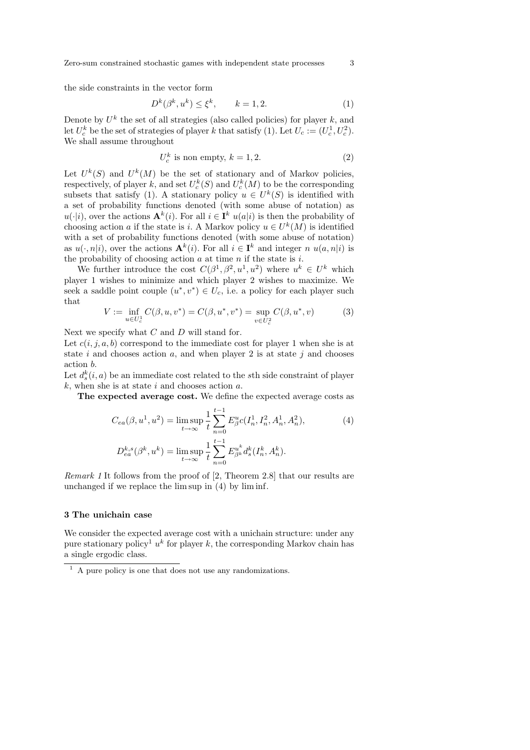the side constraints in the vector form

$$D^k(\beta^k, u^k) \leq \xi^k, \qquad k = 1, 2. \tag{1}$$

Denote by $U^k$ the set of all strategies (also called policies) for player $k$, and let $U_c^k$ be the set of strategies of player $k$ that satisfy (1). Let $U_c := (U_c^1, U_c^2)$. We shall assume throughout

$$U_c^k \text{ is non empty, } k = 1, 2. \tag{2}$$

Let $U^k(S)$ and $U^k(M)$ be the set of stationary and of Markov policies, respectively, of player $k$, and set $U_c^k(S)$ and $U_c^k(M)$ to be the corresponding subsets that satisfy (1). A stationary policy $u \in U^k(S)$ is identified with a set of probability functions denoted (with some abuse of notation) as $u(\cdot|i)$, over the actions $\mathbf{A}^k(i)$. For all $i \in \mathbf{I}^k$ $u(a|i)$ is then the probability of choosing action $a$ if the state is $i$. A Markov policy $u \in U^k(M)$ is identified with a set of probability functions denoted (with some abuse of notation) as $u(\cdot, n|i)$, over the actions $\mathbf{A}^k(i)$. For all $i \in \mathbf{I}^k$ and integer $n$ $u(a, n|i)$ is the probability of choosing action $a$ at time $n$ if the state is $i$.

We further introduce the cost $C(\beta^1, \beta^2, u^1, u^2)$ where $u^k \in U^k$ which player 1 wishes to minimize and which player 2 wishes to maximize. We seek a saddle point couple $(u^*, v^*) \in U_c$, i.e. a policy for each player such that

$$V := \inf_{u \in U_c^1} C(\beta, u, v^*) = C(\beta, u^*, v^*) = \sup_{v \in U_c^2} C(\beta, u^*, v) \tag{3}$$

Next we specify what $C$ and $D$ will stand for.
Let $c(i, j, a, b)$ correspond to the immediate cost for player 1 when she is at state $i$ and chooses action $a$, and when player 2 is at state $j$ and chooses action $b$.
Let $d_s^k(i, a)$ be an immediate cost related to the $s$th side constraint of player $k$, when she is at state $i$ and chooses action $a$.

**The expected average cost.** We define the expected average costs as

$$C_{ea}(\beta, u^1, u^2) = \limsup_{t \to \infty} \frac{1}{t} \sum_{n=0}^{t-1} E_\beta^u c(I_n^1, I_n^2, A_n^1, A_n^2), \tag{4}$$

$$D_{ea}^{k,s}(\beta^k, u^k) = \limsup_{t \to \infty} \frac{1}{t} \sum_{n=0}^{t-1} E_{\beta^k}^{u^k} d_s^k(I_n^k, A_n^k).$$

*Remark 1* It follows from the proof of [2, Theorem 2.8] that our results are unchanged if we replace the lim sup in (4) by lim inf.

### 3 The unichain case

We consider the expected average cost with a unichain structure: under any pure stationary policy[1] $u^k$ for player $k$, the corresponding Markov chain has a single ergodic class.

[1] A pure policy is one that does not use any randomizations.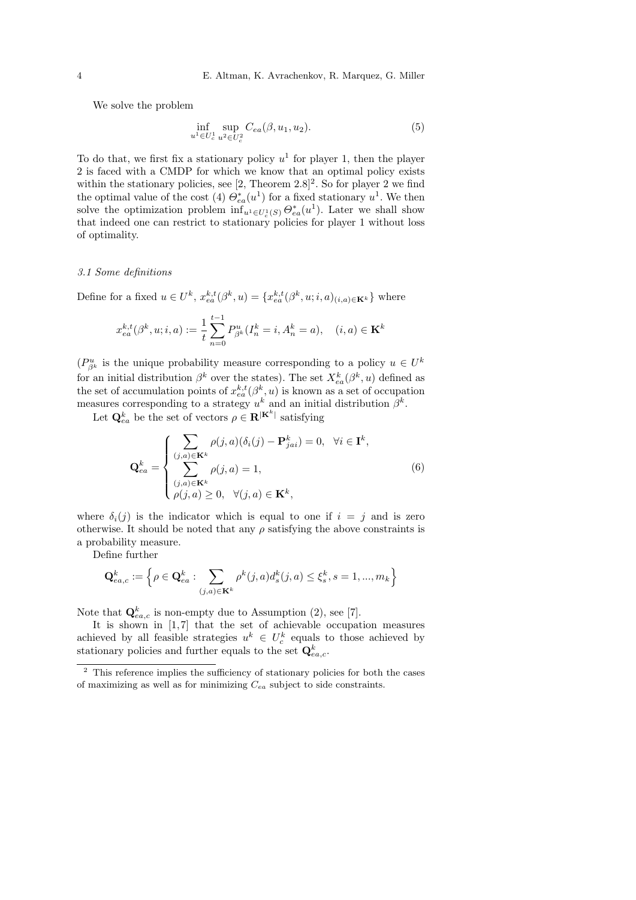We solve the problem

$$\inf_{u^1 \in U_c^1} \sup_{u^2 \in U_c^2} C_{ea}(\beta, u_1, u_2). \tag{5}$$

To do that, we first fix a stationary policy $u^1$ for player 1, then the player 2 is faced with a CMDP for which we know that an optimal policy exists within the stationary policies, see [2, Theorem 2.8][2]. So for player 2 we find the optimal value of the cost (4) $\Theta^*_{ea}(u^1)$ for a fixed stationary $u^1$. We then solve the optimization problem $\inf_{u^1 \in U_c^1(S)} \Theta^*_{ea}(u^1)$. Later we shall show that indeed one can restrict to stationary policies for player 1 without loss of optimality.

### *3.1 Some definitions*

Define for a fixed $u \in U^k$, $x^{k,t}_{ea}(\beta^k, u) = \{x^{k,t}_{ea}(\beta^k, u; i, a)_{(i,a) \in \mathbf{K}^k}\}$ where

$$x^{k,t}_{ea}(\beta^k, u; i, a) := \frac{1}{t} \sum_{n=0}^{t-1} P^u_{\beta^k}(I^k_n = i, A^k_n = a), \quad (i, a) \in \mathbf{K}^k$$

($P^u_{\beta^k}$ is the unique probability measure corresponding to a policy $u \in U^k$ for an initial distribution $\beta^k$ over the states). The set $X^k_{ea}(\beta^k, u)$ defined as the set of accumulation points of $x^{k,t}_{ea}(\beta^k, u)$ is known as a set of occupation measures corresponding to a strategy $u^k$ and an initial distribution $\beta^k$.

Let $\mathbf{Q}^k_{ea}$ be the set of vectors $\rho \in \mathbf{R}^{|\mathbf{K}^k|}$ satisfying

$$\mathbf{Q}^k_{ea} = \begin{cases} \displaystyle\sum_{(j,a) \in \mathbf{K}^k} \rho(j, a)(\delta_i(j) - \mathbf{P}^k_{jai}) = 0, \quad \forall i \in \mathbf{I}^k, \\ \displaystyle\sum_{(j,a) \in \mathbf{K}^k} \rho(j, a) = 1, \\ \rho(j, a) \geq 0, \quad \forall (j, a) \in \mathbf{K}^k, \end{cases} \tag{6}$$

where $\delta_i(j)$ is the indicator which is equal to one if $i = j$ and is zero otherwise. It should be noted that any $\rho$ satisfying the above constraints is a probability measure.

Define further

$$\mathbf{Q}^k_{ea,c} := \Big\{ \rho \in \mathbf{Q}^k_{ea} : \sum_{(j,a) \in \mathbf{K}^k} \rho^k(j, a) d^k_s(j, a) \leq \xi^k_s, s = 1, ..., m_k \Big\}$$

Note that $\mathbf{Q}^k_{ea,c}$ is non-empty due to Assumption (2), see [7].

It is shown in [1,7] that the set of achievable occupation measures achieved by all feasible strategies $u^k \in U^k_c$ equals to those achieved by stationary policies and further equals to the set $\mathbf{Q}^k_{ea,c}$.

---

[2] This reference implies the sufficiency of stationary policies for both the cases of maximizing as well as for minimizing $C_{ea}$ subject to side constraints.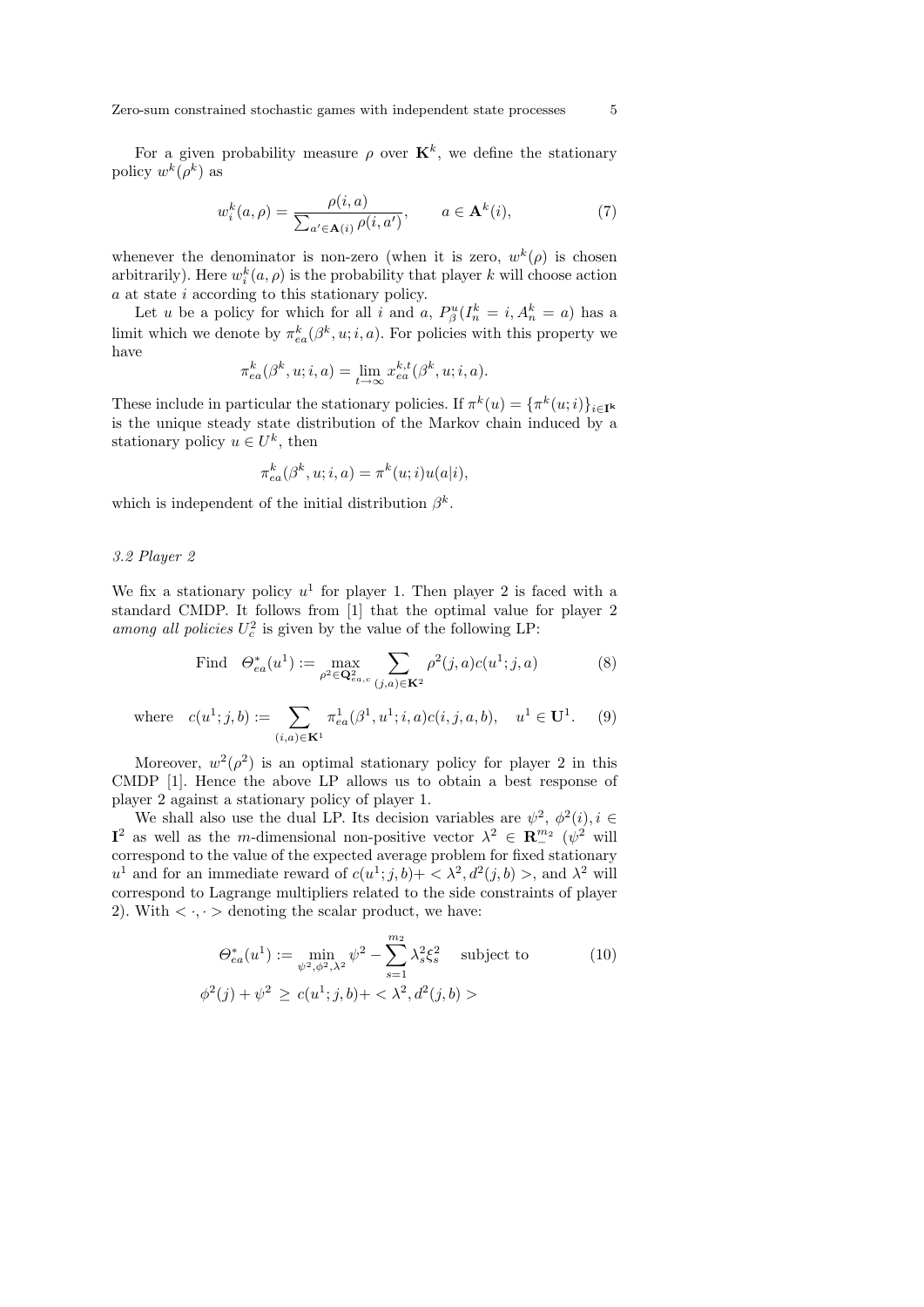For a given probability measure $\rho$ over $\mathbf{K}^k$, we define the stationary policy $w^k(\rho^k)$ as

$$w_i^k(a, \rho) = \frac{\rho(i,a)}{\sum_{a' \in \mathbf{A}(i)} \rho(i,a')}, \qquad a \in \mathbf{A}^k(i), \tag{7}$$

whenever the denominator is non-zero (when it is zero, $w^k(\rho)$ is chosen arbitrarily). Here $w_i^k(a, \rho)$ is the probability that player $k$ will choose action $a$ at state $i$ according to this stationary policy.

Let $u$ be a policy for which for all $i$ and $a$, $P_\beta^u(I_n^k = i, A_n^k = a)$ has a limit which we denote by $\pi_{ea}^k(\beta^k, u; i, a)$. For policies with this property we have

$$\pi_{ea}^k(\beta^k, u; i, a) = \lim_{t \to \infty} x_{ea}^{k,t}(\beta^k, u; i, a).$$

These include in particular the stationary policies. If $\pi^k(u) = \{\pi^k(u; i)\}_{i \in \mathbf{I^k}}$ is the unique steady state distribution of the Markov chain induced by a stationary policy $u \in U^k$, then

$$\pi_{ea}^k(\beta^k, u; i, a) = \pi^k(u; i) u(a|i),$$

which is independent of the initial distribution $\beta^k$.

### *3.2 Player 2*

We fix a stationary policy $u^1$ for player 1. Then player 2 is faced with a standard CMDP. It follows from [1] that the optimal value for player 2 *among all policies* $U_c^2$ is given by the value of the following LP:

$$\text{Find} \quad \Theta_{ea}^*(u^1) := \max_{\rho^2 \in \mathbf{Q}_{ea,c}^2} \sum_{(j,a) \in \mathbf{K}^2} \rho^2(j,a) c(u^1; j, a) \tag{8}$$

$$\text{where} \quad c(u^1; j, b) := \sum_{(i,a) \in \mathbf{K}^1} \pi_{ea}^1(\beta^1, u^1; i, a) c(i, j, a, b), \quad u^1 \in \mathbf{U}^1. \tag{9}$$

Moreover, $w^2(\rho^2)$ is an optimal stationary policy for player 2 in this CMDP [1]. Hence the above LP allows us to obtain a best response of player 2 against a stationary policy of player 1.

We shall also use the dual LP. Its decision variables are $\psi^2$, $\phi^2(i), i \in \mathbf{I}^2$ as well as the $m$-dimensional non-positive vector $\lambda^2 \in \mathbf{R}_-^{m_2}$ ($\psi^2$ will correspond to the value of the expected average problem for fixed stationary $u^1$ and for an immediate reward of $c(u^1; j, b) + <\lambda^2, d^2(j,b)>$, and $\lambda^2$ will correspond to Lagrange multipliers related to the side constraints of player 2). With $< \cdot, \cdot >$ denoting the scalar product, we have:

$$\Theta_{ea}^*(u^1) := \min_{\psi^2, \phi^2, \lambda^2} \psi^2 - \sum_{s=1}^{m_2} \lambda_s^2 \xi_s^2 \quad \text{subject to} \tag{10}$$

$$\phi^2(j) + \psi^2 \ \geq \ c(u^1; j, b) + <\lambda^2, d^2(j,b)>$$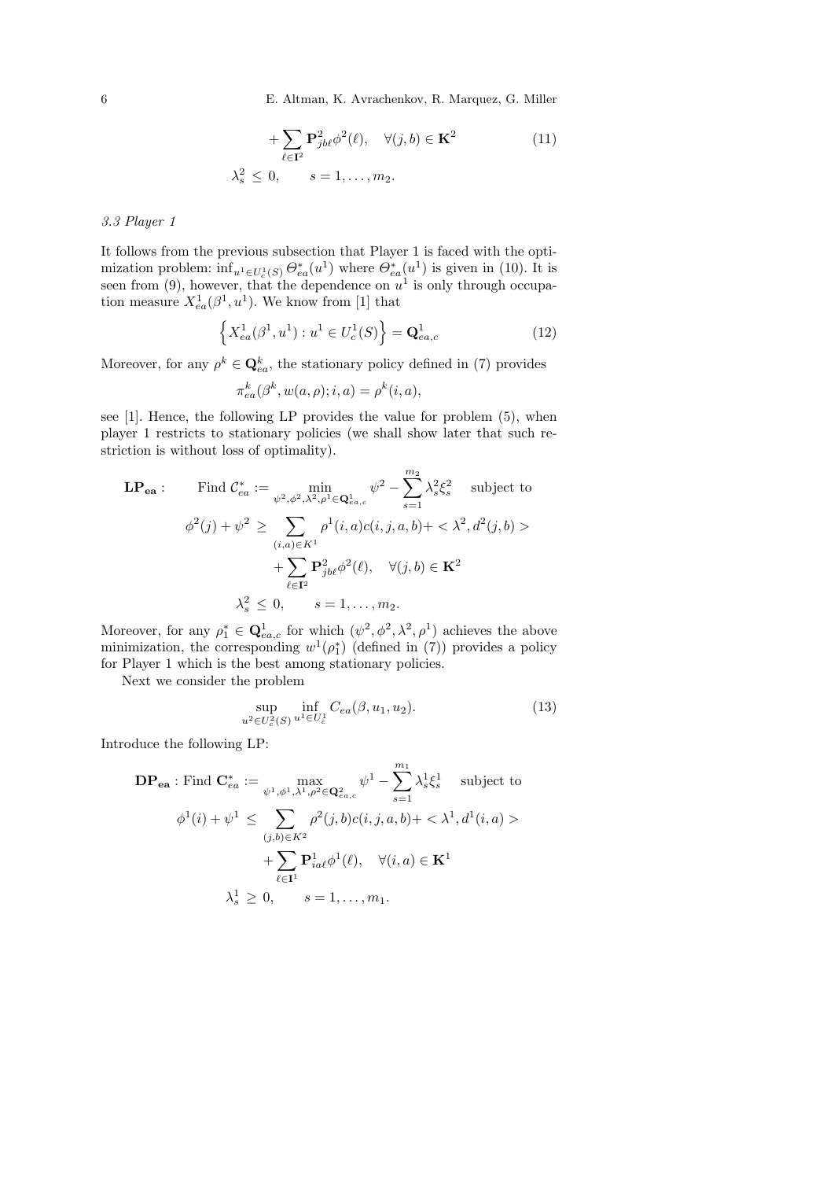$$
+ \sum_{\ell \in \mathbf{I}^2} \mathbf{P}^2_{jb\ell} \phi^2(\ell), \quad \forall (j,b) \in \mathbf{K}^2 \tag{11}
$$

$$
\lambda^2_s \leq 0, \qquad s = 1, \ldots, m_2.
$$

### 3.3 Player 1

It follows from the previous subsection that Player 1 is faced with the optimization problem: $\inf_{u^1 \in U^1_c(S)} \Theta^*_{ea}(u^1)$ where $\Theta^*_{ea}(u^1)$ is given in (10). It is seen from (9), however, that the dependence on $u^1$ is only through occupation measure $X^1_{ea}(\beta^1, u^1)$. We know from [1] that

$$
\left\{ X^1_{ea}(\beta^1, u^1) : u^1 \in U^1_c(S) \right\} = \mathbf{Q}^1_{ea,c} \tag{12}
$$

Moreover, for any $\rho^k \in \mathbf{Q}^k_{ea}$, the stationary policy defined in (7) provides

$$
\pi^k_{ea}(\beta^k, w(a,\rho); i, a) = \rho^k(i,a),
$$

see [1]. Hence, the following LP provides the value for problem (5), when player 1 restricts to stationary policies (we shall show later that such restriction is without loss of optimality).

$$
\mathbf{LP_{ea}} : \qquad \text{Find } \mathcal{C}^*_{ea} := \min_{\psi^2, \phi^2, \lambda^2, \rho^1 \in \mathbf{Q}^1_{ea,c}} \psi^2 - \sum_{s=1}^{m_2} \lambda^2_s \xi^2_s \quad \text{subject to}
$$

$$
\phi^2(j) + \psi^2 \geq \sum_{(i,a) \in K^1} \rho^1(i,a) c(i,j,a,b) + < \lambda^2, d^2(j,b) >
$$

$$
+ \sum_{\ell \in \mathbf{I}^2} \mathbf{P}^2_{jb\ell} \phi^2(\ell), \quad \forall (j,b) \in \mathbf{K}^2
$$

$$
\lambda^2_s \leq 0, \qquad s = 1, \ldots, m_2.
$$

Moreover, for any $\rho^*_1 \in \mathbf{Q}^1_{ea,c}$ for which $(\psi^2, \phi^2, \lambda^2, \rho^1)$ achieves the above minimization, the corresponding $w^1(\rho^*_1)$ (defined in (7)) provides a policy for Player 1 which is the best among stationary policies.

Next we consider the problem

$$
\sup_{u^2 \in U^2_c(S)} \inf_{u^1 \in U^1_c} C_{ea}(\beta, u_1, u_2). \tag{13}
$$

Introduce the following LP:

$$
\mathbf{DP_{ea}} : \text{Find } \mathbf{C}^*_{ea} := \max_{\psi^1, \phi^1, \lambda^1, \rho^2 \in \mathbf{Q}^2_{ea,c}} \psi^1 - \sum_{s=1}^{m_1} \lambda^1_s \xi^1_s \quad \text{subject to}
$$

$$
\phi^1(i) + \psi^1 \leq \sum_{(j,b) \in K^2} \rho^2(j,b) c(i,j,a,b) + < \lambda^1, d^1(i,a) >
$$

$$
+ \sum_{\ell \in \mathbf{I}^1} \mathbf{P}^1_{ia\ell} \phi^1(\ell), \quad \forall (i,a) \in \mathbf{K}^1
$$

$$
\lambda^1_s \geq 0, \qquad s = 1, \ldots, m_1.
$$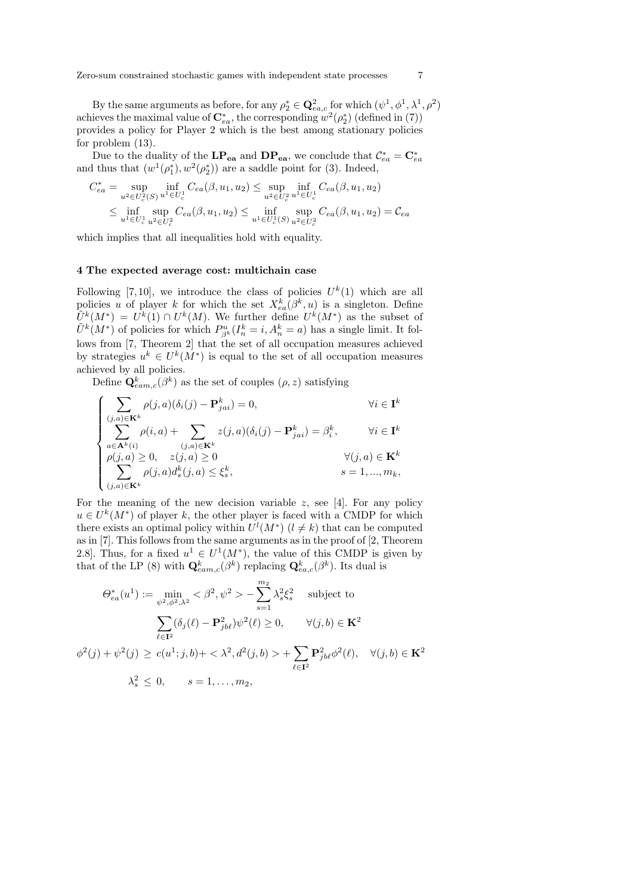By the same arguments as before, for any $\rho_2^* \in \mathbf{Q}_{ea,c}^2$ for which $(\psi^1, \phi^1, \lambda^1, \rho^2)$ achieves the maximal value of $\mathbf{C}_{ea}^*$, the corresponding $w^2(\rho_2^*)$ (defined in (7)) provides a policy for Player 2 which is the best among stationary policies for problem (13).

Due to the duality of the $\mathbf{LP_{ea}}$ and $\mathbf{DP_{ea}}$, we conclude that $\mathcal{C}_{ea}^* = \mathbf{C}_{ea}^*$ and thus that $(w^1(\rho_1^*), w^2(\rho_2^*))$ are a saddle point for (3). Indeed,

$$
\begin{aligned}
C_{ea}^* &= \sup_{u^2 \in U_c^2(S)} \inf_{u^1 \in U_c^1} C_{ea}(\beta, u_1, u_2) \leq \sup_{u^2 \in U_c^2} \inf_{u^1 \in U_c^1} C_{ea}(\beta, u_1, u_2) \\
&\leq \inf_{u^1 \in U_c^1} \sup_{u^2 \in U_c^2} C_{ea}(\beta, u_1, u_2) \leq \inf_{u^1 \in U_c^1(S)} \sup_{u^2 \in U_c^2} C_{ea}(\beta, u_1, u_2) = \mathcal{C}_{ea}
\end{aligned}
$$

which implies that all inequalities hold with equality.

## 4 The expected average cost: multichain case

Following [7,10], we introduce the class of policies $U^k(1)$ which are all policies $u$ of player $k$ for which the set $X_{ea}^k(\beta^k, u)$ is a singleton. Define $\tilde{U}^k(M^*) = U^k(1) \cap U^k(M)$. We further define $U^k(M^*)$ as the subset of $\tilde{U}^k(M^*)$ of policies for which $P_{\beta^k}^u(I_n^k = i, A_n^k = a)$ has a single limit. It follows from [7, Theorem 2] that the set of all occupation measures achieved by strategies $u^k \in U^k(M^*)$ is equal to the set of all occupation measures achieved by all policies.

Define $\mathbf{Q}_{eam,c}^k(\beta^k)$ as the set of couples $(\rho, z)$ satisfying

$$
\begin{cases}
\displaystyle\sum_{(j,a)\in \mathbf{K}^k} \rho(j,a)(\delta_i(j) - \mathbf{P}_{jai}^k) = 0, & \forall i \in \mathbf{I}^k \\
\displaystyle\sum_{a \in \mathbf{A}^k(i)} \rho(i,a) + \sum_{(j,a)\in \mathbf{K}^k} z(j,a)(\delta_i(j) - \mathbf{P}_{jai}^k) = \beta_i^k, & \forall i \in \mathbf{I}^k \\
\rho(j,a) \geq 0, \quad z(j,a) \geq 0 & \forall (j,a) \in \mathbf{K}^k \\
\displaystyle\sum_{(j,a)\in \mathbf{K}^k} \rho(j,a) d_s^k(j,a) \leq \xi_s^k, & s = 1, ..., m_k,
\end{cases}
$$

For the meaning of the new decision variable $z$, see [4]. For any policy $u \in U^k(M^*)$ of player $k$, the other player is faced with a CMDP for which there exists an optimal policy within $U^l(M^*)$ ($l \neq k$) that can be computed as in [7]. This follows from the same arguments as in the proof of [2, Theorem 2.8]. Thus, for a fixed $u^1 \in U^1(M^*)$, the value of this CMDP is given by that of the LP (8) with $\mathbf{Q}_{eam,c}^k(\beta^k)$ replacing $\mathbf{Q}_{ea,c}^k(\beta^k)$. Its dual is

$$
\Theta_{ea}^*(u^1) := \min_{\psi^2, \phi^2, \lambda^2} <\beta^2, \psi^2> - \sum_{s=1}^{m_2} \lambda_s^2 \xi_s^2 \quad \text{subject to}
$$

$$
\sum_{\ell \in \mathbf{I}^2} (\delta_j(\ell) - \mathbf{P}_{jb\ell}^2) \psi^2(\ell) \geq 0, \qquad \forall (j,b) \in \mathbf{K}^2
$$

$$
\phi^2(j) + \psi^2(j) \geq c(u^1; j, b) + <\lambda^2, d^2(j,b)> + \sum_{\ell \in \mathbf{I}^2} \mathbf{P}_{jb\ell}^2 \phi^2(\ell), \quad \forall (j,b) \in \mathbf{K}^2
$$

$$
\lambda_s^2 \leq 0, \qquad s = 1, \ldots, m_2,
$$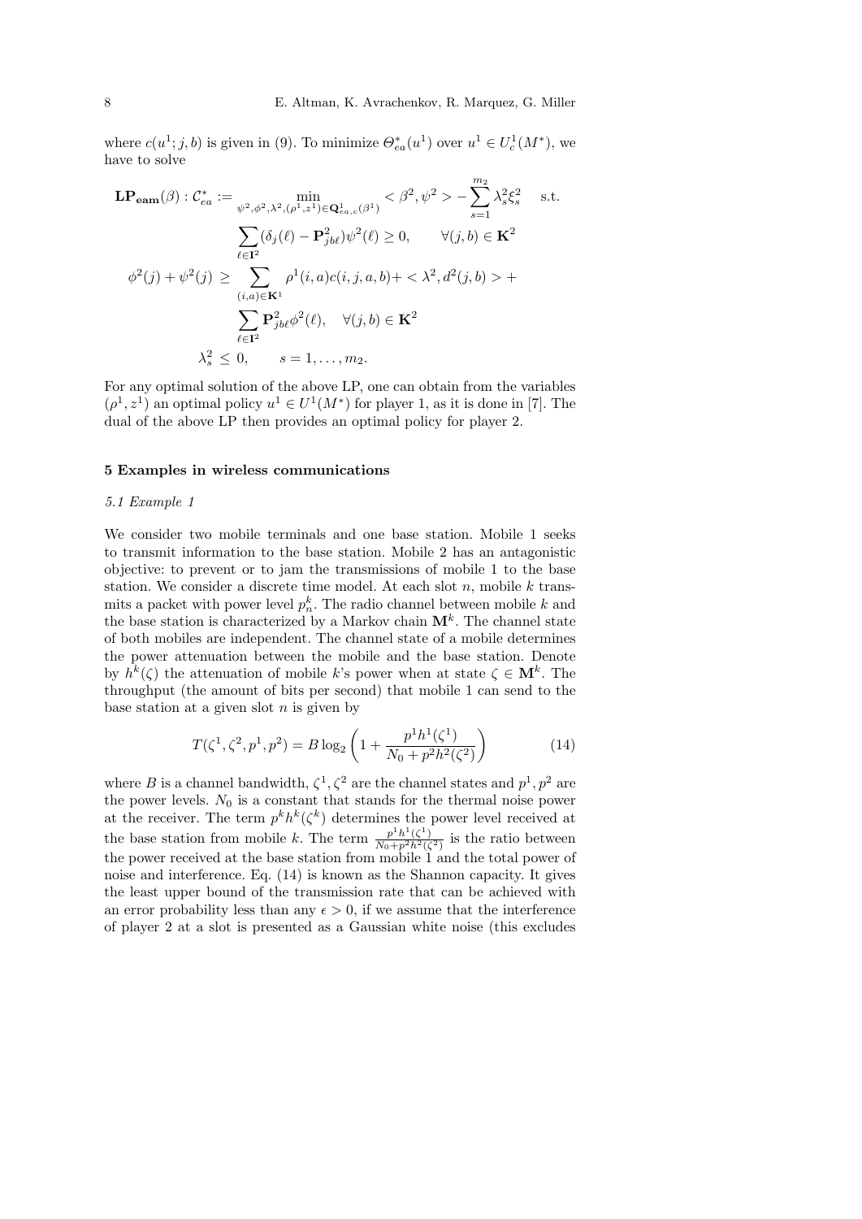where $c(u^1; j, b)$ is given in (9). To minimize $\Theta^*_{ea}(u^1)$ over $u^1 \in U^1_c(M^*)$, we have to solve

$$
\begin{aligned}
\mathbf{LP_{eam}}(\beta) : \mathcal{C}^*_{ea} := & \min_{\psi^2, \phi^2, \lambda^2, (\rho^1, z^1) \in \mathbf{Q}^1_{ea,c}(\beta^1)} < \beta^2, \psi^2 > - \sum_{s=1}^{m_2} \lambda^2_s \xi^2_s \quad \text{s.t.} \\
& \sum_{\ell \in \mathbf{I}^2} (\delta_j(\ell) - \mathbf{P}^2_{jb\ell}) \psi^2(\ell) \geq 0, \qquad \forall (j,b) \in \mathbf{K}^2 \\
\phi^2(j) + \psi^2(j) \geq & \sum_{(i,a) \in \mathbf{K}^1} \rho^1(i,a) c(i,j,a,b) + < \lambda^2, d^2(j,b) > + \\
& \sum_{\ell \in \mathbf{I}^2} \mathbf{P}^2_{jb\ell} \phi^2(\ell), \quad \forall (j,b) \in \mathbf{K}^2 \\
& \lambda^2_s \leq 0, \qquad s = 1, \ldots, m_2.
\end{aligned}
$$

For any optimal solution of the above LP, one can obtain from the variables $(\rho^1, z^1)$ an optimal policy $u^1 \in U^1(M^*)$ for player 1, as it is done in [7]. The dual of the above LP then provides an optimal policy for player 2.

## 5 Examples in wireless communications

### 5.1 Example 1

We consider two mobile terminals and one base station. Mobile 1 seeks to transmit information to the base station. Mobile 2 has an antagonistic objective: to prevent or to jam the transmissions of mobile 1 to the base station. We consider a discrete time model. At each slot $n$, mobile $k$ transmits a packet with power level $p^k_n$. The radio channel between mobile $k$ and the base station is characterized by a Markov chain $\mathbf{M}^k$. The channel state of both mobiles are independent. The channel state of a mobile determines the power attenuation between the mobile and the base station. Denote by $h^k(\zeta)$ the attenuation of mobile $k$'s power when at state $\zeta \in \mathbf{M}^k$. The throughput (the amount of bits per second) that mobile 1 can send to the base station at a given slot $n$ is given by

$$
T(\zeta^1, \zeta^2, p^1, p^2) = B \log_2 \left( 1 + \frac{p^1 h^1(\zeta^1)}{N_0 + p^2 h^2(\zeta^2)} \right) \tag{14}
$$

where $B$ is a channel bandwidth, $\zeta^1, \zeta^2$ are the channel states and $p^1, p^2$ are the power levels. $N_0$ is a constant that stands for the thermal noise power at the receiver. The term $p^k h^k(\zeta^k)$ determines the power level received at the base station from mobile $k$. The term $\frac{p^1 h^1(\zeta^1)}{N_0 + p^2 h^2(\zeta^2)}$ is the ratio between the power received at the base station from mobile 1 and the total power of noise and interference. Eq. (14) is known as the Shannon capacity. It gives the least upper bound of the transmission rate that can be achieved with an error probability less than any $\epsilon > 0$, if we assume that the interference of player 2 at a slot is presented as a Gaussian white noise (this excludes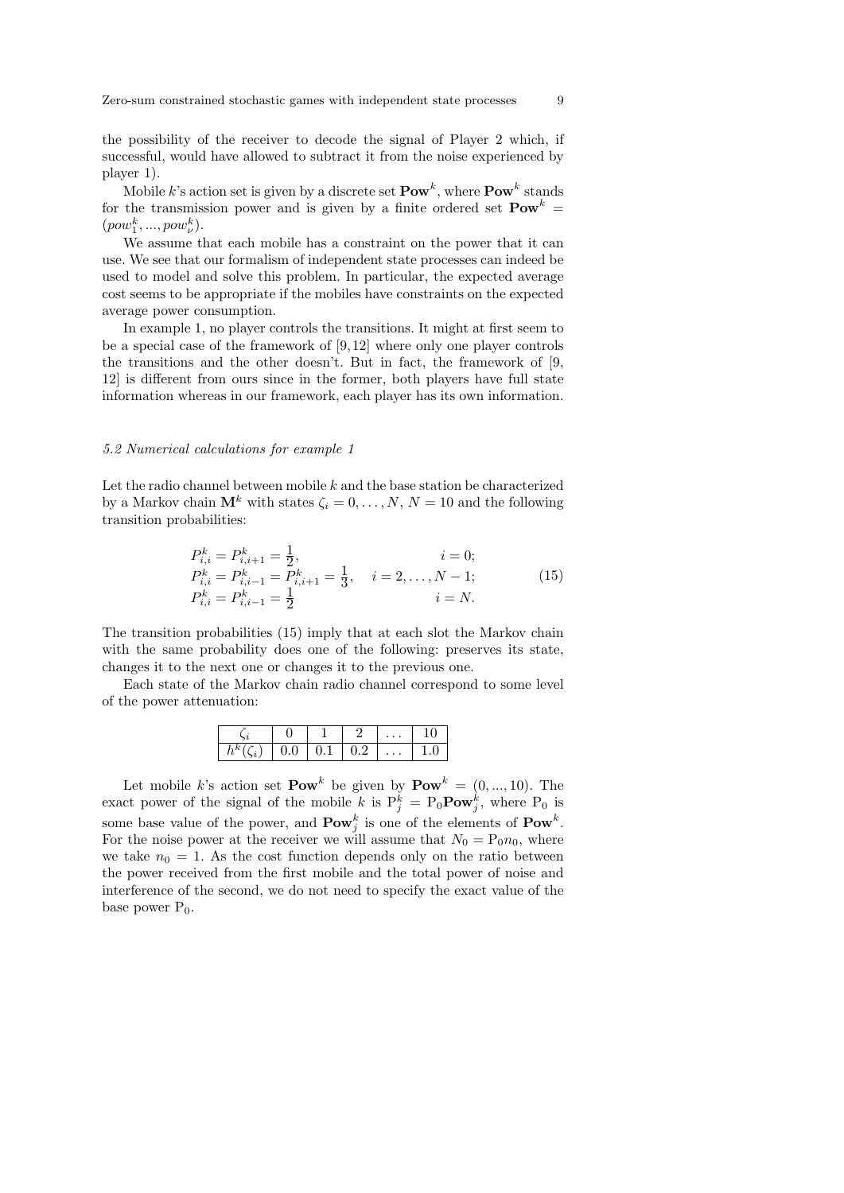the possibility of the receiver to decode the signal of Player 2 which, if successful, would have allowed to subtract it from the noise experienced by player 1).

Mobile $k$'s action set is given by a discrete set $\mathbf{Pow}^k$, where $\mathbf{Pow}^k$ stands for the transmission power and is given by a finite ordered set $\mathbf{Pow}^k = (pow_1^k, ..., pow_\nu^k)$.

We assume that each mobile has a constraint on the power that it can use. We see that our formalism of independent state processes can indeed be used to model and solve this problem. In particular, the expected average cost seems to be appropriate if the mobiles have constraints on the expected average power consumption.

In example 1, no player controls the transitions. It might at first seem to be a special case of the framework of [9, 12] where only one player controls the transitions and the other doesn't. But in fact, the framework of [9, 12] is different from ours since in the former, both players have full state information whereas in our framework, each player has its own information.

### 5.2 Numerical calculations for example 1

Let the radio channel between mobile $k$ and the base station be characterized by a Markov chain $\mathbf{M}^k$ with states $\zeta_i = 0, \dots, N$, $N = 10$ and the following transition probabilities:

$$
\begin{aligned}
&P^k_{i,i} = P^k_{i,i+1} = \tfrac{1}{2}, && i = 0;\\
&P^k_{i,i} = P^k_{i,i-1} = P^k_{i,i+1} = \tfrac{1}{3}, && i = 2, \dots, N-1;\\
&P^k_{i,i} = P^k_{i,i-1} = \tfrac{1}{2} && i = N.
\end{aligned}
\tag{15}
$$

The transition probabilities (15) imply that at each slot the Markov chain with the same probability does one of the following: preserves its state, changes it to the next one or changes it to the previous one.

Each state of the Markov chain radio channel correspond to some level of the power attenuation:

| $\zeta_i$ | 0 | 1 | 2 | $\dots$ | 10 |
| --- | --- | --- | --- | --- | --- |
| $h^k(\zeta_i)$ | 0.0 | 0.1 | 0.2 | $\dots$ | 1.0 |

Let mobile $k$'s action set $\mathbf{Pow}^k$ be given by $\mathbf{Pow}^k = (0, ..., 10)$. The exact power of the signal of the mobile $k$ is $\mathrm{P}^k_j = \mathrm{P}_0 \mathbf{Pow}^k_j$, where $\mathrm{P}_0$ is some base value of the power, and $\mathbf{Pow}^k_j$ is one of the elements of $\mathbf{Pow}^k$. For the noise power at the receiver we will assume that $N_0 = \mathrm{P}_0 n_0$, where we take $n_0 = 1$. As the cost function depends only on the ratio between the power received from the first mobile and the total power of noise and interference of the second, we do not need to specify the exact value of the base power $\mathrm{P}_0$.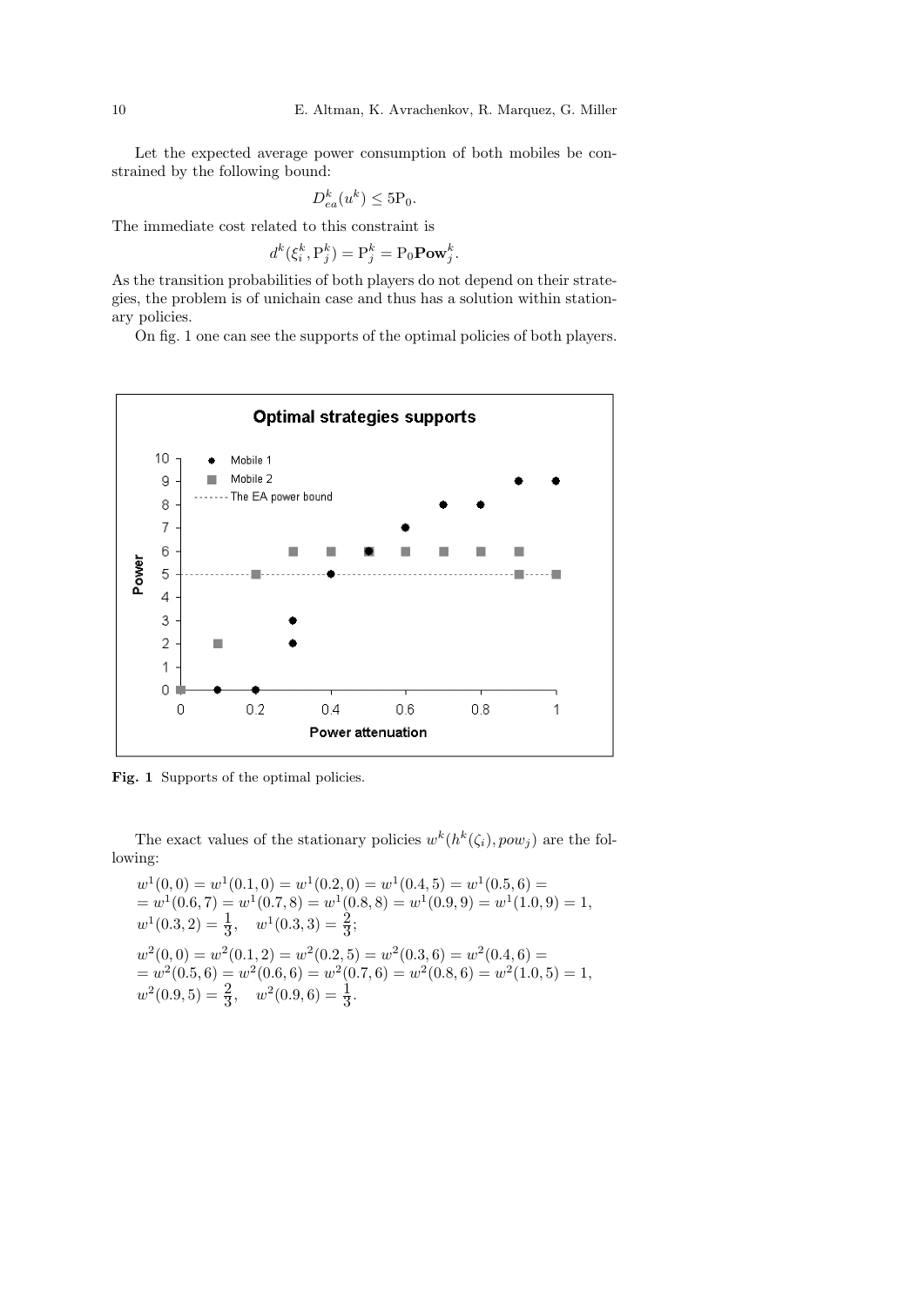Let the expected average power consumption of both mobiles be constrained by the following bound:

$$D_{ea}^k(u^k) \leq 5\mathrm{P}_0.$$

The immediate cost related to this constraint is

$$d^k(\xi_i^k, \mathrm{P}_j^k) = \mathrm{P}_j^k = \mathrm{P}_0 \mathbf{Pow}_j^k.$$

As the transition probabilities of both players do not depend on their strategies, the problem is of unichain case and thus has a solution within stationary policies.

On fig. 1 one can see the supports of the optimal policies of both players.

**Fig. 1** Supports of the optimal policies.

The exact values of the stationary policies $w^k(h^k(\zeta_i), pow_j)$ are the following:

$$\begin{aligned}
&w^1(0,0) = w^1(0.1,0) = w^1(0.2,0) = w^1(0.4,5) = w^1(0.5,6) = \\
&= w^1(0.6,7) = w^1(0.7,8) = w^1(0.8,8) = w^1(0.9,9) = w^1(1.0,9) = 1, \\
&w^1(0.3,2) = \tfrac{1}{3}, \quad w^1(0.3,3) = \tfrac{2}{3};
\end{aligned}$$

$$\begin{aligned}
&w^2(0,0) = w^2(0.1,2) = w^2(0.2,5) = w^2(0.3,6) = w^2(0.4,6) = \\
&= w^2(0.5,6) = w^2(0.6,6) = w^2(0.7,6) = w^2(0.8,6) = w^2(1.0,5) = 1, \\
&w^2(0.9,5) = \tfrac{2}{3}, \quad w^2(0.9,6) = \tfrac{1}{3}.
\end{aligned}$$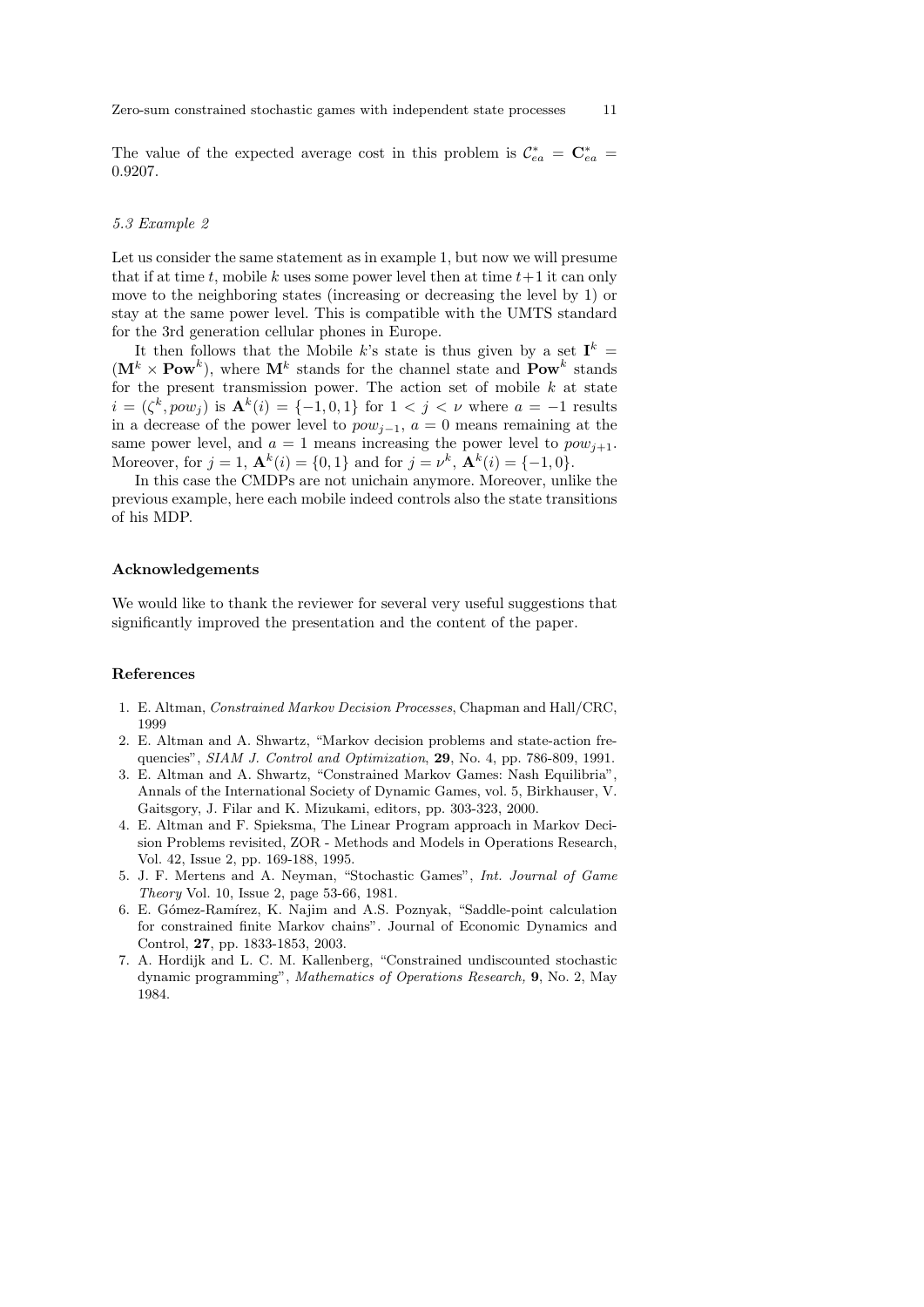The value of the expected average cost in this problem is $\mathcal{C}_{ea}^* = \mathbf{C}_{ea}^* = 0.9207$.

### *5.3 Example 2*

Let us consider the same statement as in example 1, but now we will presume that if at time $t$, mobile $k$ uses some power level then at time $t+1$ it can only move to the neighboring states (increasing or decreasing the level by 1) or stay at the same power level. This is compatible with the UMTS standard for the 3rd generation cellular phones in Europe.

It then follows that the Mobile $k$'s state is thus given by a set $\mathbf{I}^k = (\mathbf{M}^k \times \mathbf{Pow}^k)$, where $\mathbf{M}^k$ stands for the channel state and $\mathbf{Pow}^k$ stands for the present transmission power. The action set of mobile $k$ at state $i = (\zeta^k, pow_j)$ is $\mathbf{A}^k(i) = \{-1, 0, 1\}$ for $1 < j < \nu$ where $a = -1$ results in a decrease of the power level to $pow_{j-1}$, $a = 0$ means remaining at the same power level, and $a = 1$ means increasing the power level to $pow_{j+1}$. Moreover, for $j = 1$, $\mathbf{A}^k(i) = \{0, 1\}$ and for $j = \nu^k$, $\mathbf{A}^k(i) = \{-1, 0\}$.

In this case the CMDPs are not unichain anymore. Moreover, unlike the previous example, here each mobile indeed controls also the state transitions of his MDP.

## Acknowledgements

We would like to thank the reviewer for several very useful suggestions that significantly improved the presentation and the content of the paper.

## References

1. E. Altman, *Constrained Markov Decision Processes*, Chapman and Hall/CRC, 1999
2. E. Altman and A. Shwartz, "Markov decision problems and state-action frequencies", *SIAM J. Control and Optimization*, **29**, No. 4, pp. 786-809, 1991.
3. E. Altman and A. Shwartz, "Constrained Markov Games: Nash Equilibria", Annals of the International Society of Dynamic Games, vol. 5, Birkhauser, V. Gaitsgory, J. Filar and K. Mizukami, editors, pp. 303-323, 2000.
4. E. Altman and F. Spieksma, The Linear Program approach in Markov Decision Problems revisited, ZOR - Methods and Models in Operations Research, Vol. 42, Issue 2, pp. 169-188, 1995.
5. J. F. Mertens and A. Neyman, "Stochastic Games", *Int. Journal of Game Theory* Vol. 10, Issue 2, page 53-66, 1981.
6. E. Gómez-Ramírez, K. Najim and A.S. Poznyak, "Saddle-point calculation for constrained finite Markov chains". Journal of Economic Dynamics and Control, **27**, pp. 1833-1853, 2003.
7. A. Hordijk and L. C. M. Kallenberg, "Constrained undiscounted stochastic dynamic programming", *Mathematics of Operations Research,* **9**, No. 2, May 1984.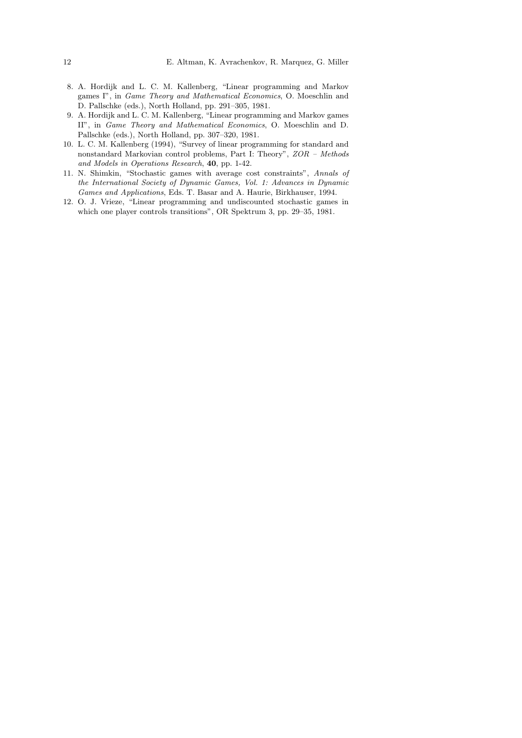8. A. Hordijk and L. C. M. Kallenberg, "Linear programming and Markov games I", in *Game Theory and Mathematical Economics*, O. Moeschlin and D. Pallschke (eds.), North Holland, pp. 291–305, 1981.
9. A. Hordijk and L. C. M. Kallenberg, "Linear programming and Markov games II", in *Game Theory and Mathematical Economics*, O. Moeschlin and D. Pallschke (eds.), North Holland, pp. 307–320, 1981.
10. L. C. M. Kallenberg (1994), "Survey of linear programming for standard and nonstandard Markovian control problems, Part I: Theory", *ZOR – Methods and Models in Operations Research*, **40**, pp. 1-42.
11. N. Shimkin, "Stochastic games with average cost constraints", *Annals of the International Society of Dynamic Games, Vol. 1: Advances in Dynamic Games and Applications*, Eds. T. Basar and A. Haurie, Birkhauser, 1994.
12. O. J. Vrieze, "Linear programming and undiscounted stochastic games in which one player controls transitions", OR Spektrum 3, pp. 29–35, 1981.